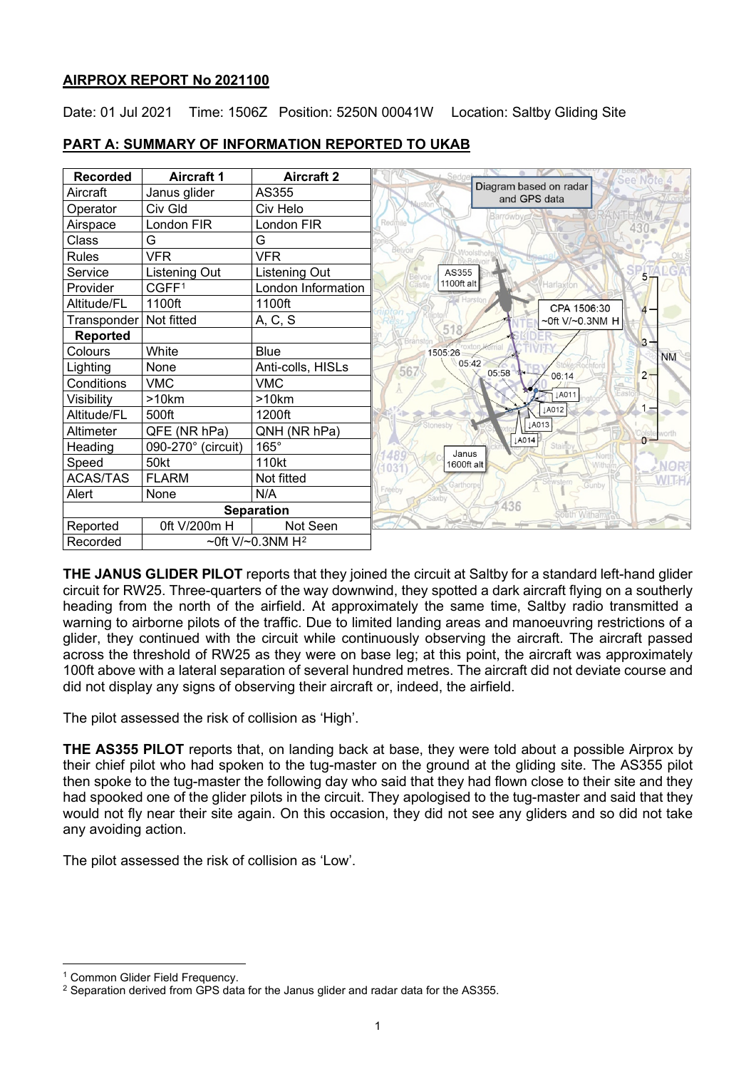**AIRPROX REPORT No 2021100**

Date: 01 Jul 2021 Time: 1506Z Position: 5250N 00041W Location: Saltby Gliding Site

**PART A: SUMMARY OF INFORMATION REPORTED TO UKAB**

| Recorded | Aircraft 1 | Aircraft 2 |
|---|---|---|
| Aircraft | Janus glider | AS355 |
| Operator | Civ Gld | Civ Helo |
| Airspace | London FIR | London FIR |
| Class | G | G |
| Rules | VFR | VFR |
| Service | Listening Out | Listening Out |
| Provider | CGFF[1] | London Information |
| Altitude/FL | 1100ft | 1100ft |
| Transponder | Not fitted | A, C, S |
| **Reported** | | |
| Colours | White | Blue |
| Lighting | None | Anti-colls, HISLs |
| Conditions | VMC | VMC |
| Visibility | >10km | >10km |
| Altitude/FL | 500ft | 1200ft |
| Altimeter | QFE (NR hPa) | QNH (NR hPa) |
| Heading | 090-270° (circuit) | 165° |
| Speed | 50kt | 110kt |
| ACAS/TAS | FLARM | Not fitted |
| Alert | None | N/A |
| **Separation** | | |
| Reported | 0ft V/200m H | Not Seen |
| Recorded | ~0ft V/~0.3NM H[2] | |

Diagram based on radar and GPS data

AS355 1100ft alt

CPA 1506:30 ~0ft V/~0.3NM H

1505:26

05:42

05:58

06:14

↓A011

↓A012

↓A013

↓A014

Janus 1600ft alt

NM

0 1 2 3 4 5

**THE JANUS GLIDER PILOT** reports that they joined the circuit at Saltby for a standard left-hand glider circuit for RW25. Three-quarters of the way downwind, they spotted a dark aircraft flying on a southerly heading from the north of the airfield. At approximately the same time, Saltby radio transmitted a warning to airborne pilots of the traffic. Due to limited landing areas and manoeuvring restrictions of a glider, they continued with the circuit while continuously observing the aircraft. The aircraft passed across the threshold of RW25 as they were on base leg; at this point, the aircraft was approximately 100ft above with a lateral separation of several hundred metres. The aircraft did not deviate course and did not display any signs of observing their aircraft or, indeed, the airfield.

The pilot assessed the risk of collision as 'High'.

**THE AS355 PILOT** reports that, on landing back at base, they were told about a possible Airprox by their chief pilot who had spoken to the tug-master on the ground at the gliding site. The AS355 pilot then spoke to the tug-master the following day who said that they had flown close to their site and they had spooked one of the glider pilots in the circuit. They apologised to the tug-master and said that they would not fly near their site again. On this occasion, they did not see any gliders and so did not take any avoiding action.

The pilot assessed the risk of collision as 'Low'.

[1] Common Glider Field Frequency.

[2] Separation derived from GPS data for the Janus glider and radar data for the AS355.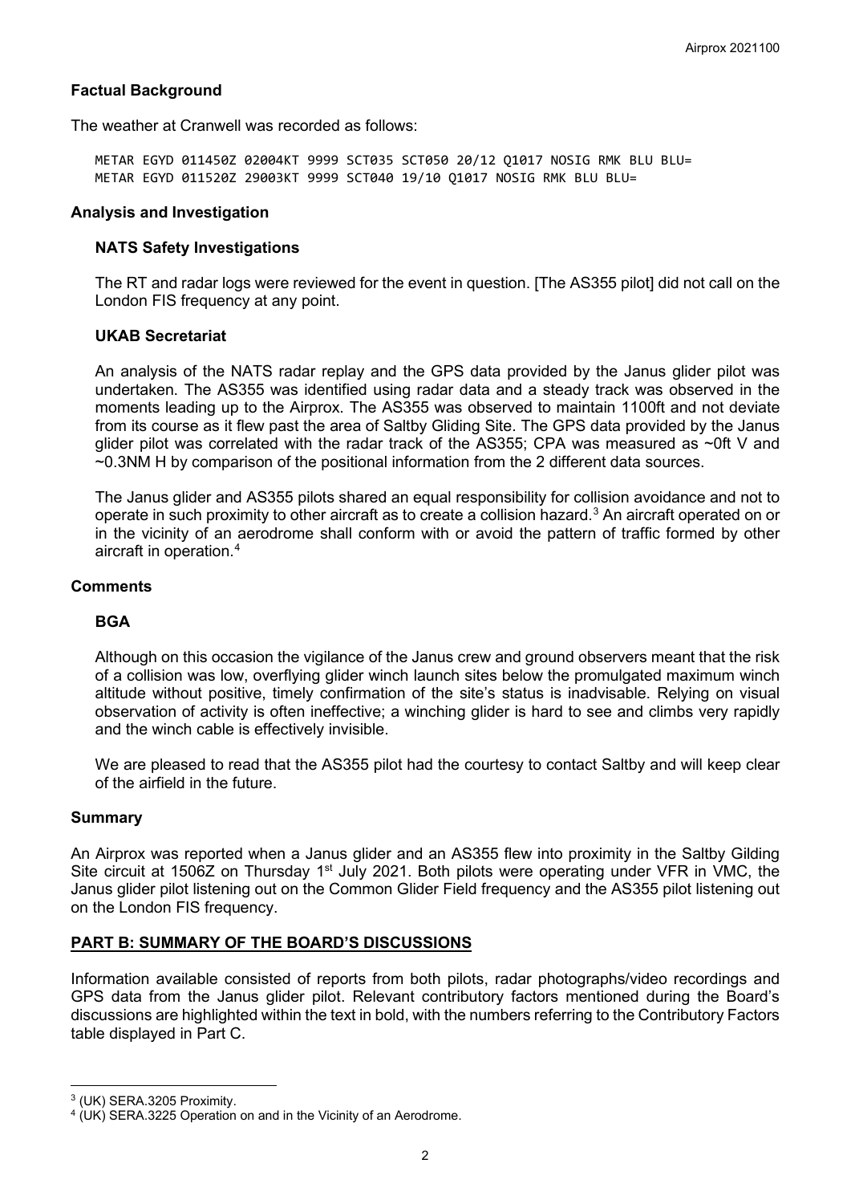## Factual Background

The weather at Cranwell was recorded as follows:

```
METAR EGYD 011450Z 02004KT 9999 SCT035 SCT050 20/12 Q1017 NOSIG RMK BLU BLU=
METAR EGYD 011520Z 29003KT 9999 SCT040 19/10 Q1017 NOSIG RMK BLU BLU=
```

## Analysis and Investigation

### NATS Safety Investigations

The RT and radar logs were reviewed for the event in question. [The AS355 pilot] did not call on the London FIS frequency at any point.

### UKAB Secretariat

An analysis of the NATS radar replay and the GPS data provided by the Janus glider pilot was undertaken. The AS355 was identified using radar data and a steady track was observed in the moments leading up to the Airprox. The AS355 was observed to maintain 1100ft and not deviate from its course as it flew past the area of Saltby Gliding Site. The GPS data provided by the Janus glider pilot was correlated with the radar track of the AS355; CPA was measured as ~0ft V and ~0.3NM H by comparison of the positional information from the 2 different data sources.

The Janus glider and AS355 pilots shared an equal responsibility for collision avoidance and not to operate in such proximity to other aircraft as to create a collision hazard.[3] An aircraft operated on or in the vicinity of an aerodrome shall conform with or avoid the pattern of traffic formed by other aircraft in operation.[4]

## Comments

### BGA

Although on this occasion the vigilance of the Janus crew and ground observers meant that the risk of a collision was low, overflying glider winch launch sites below the promulgated maximum winch altitude without positive, timely confirmation of the site's status is inadvisable. Relying on visual observation of activity is often ineffective; a winching glider is hard to see and climbs very rapidly and the winch cable is effectively invisible.

We are pleased to read that the AS355 pilot had the courtesy to contact Saltby and will keep clear of the airfield in the future.

## Summary

An Airprox was reported when a Janus glider and an AS355 flew into proximity in the Saltby Gilding Site circuit at 1506Z on Thursday 1st July 2021. Both pilots were operating under VFR in VMC, the Janus glider pilot listening out on the Common Glider Field frequency and the AS355 pilot listening out on the London FIS frequency.

## PART B: SUMMARY OF THE BOARD'S DISCUSSIONS

Information available consisted of reports from both pilots, radar photographs/video recordings and GPS data from the Janus glider pilot. Relevant contributory factors mentioned during the Board's discussions are highlighted within the text in bold, with the numbers referring to the Contributory Factors table displayed in Part C.

---

[3] (UK) SERA.3205 Proximity.

[4] (UK) SERA.3225 Operation on and in the Vicinity of an Aerodrome.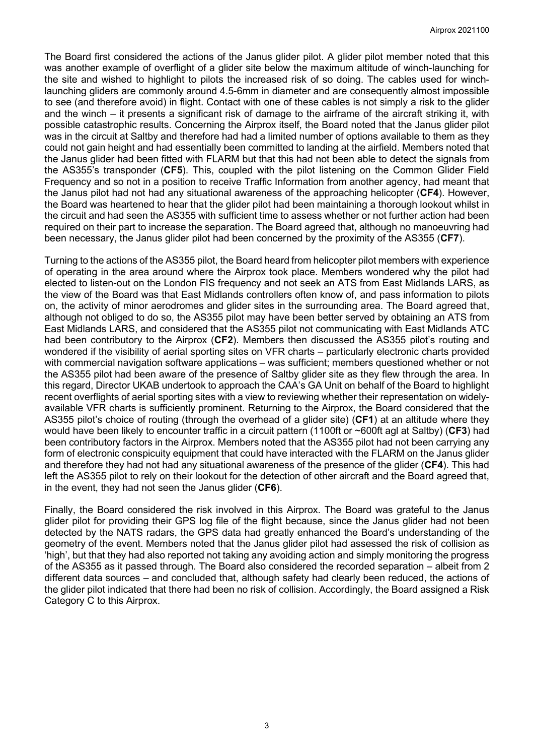The Board first considered the actions of the Janus glider pilot. A glider pilot member noted that this was another example of overflight of a glider site below the maximum altitude of winch-launching for the site and wished to highlight to pilots the increased risk of so doing. The cables used for winch-launching gliders are commonly around 4.5-6mm in diameter and are consequently almost impossible to see (and therefore avoid) in flight. Contact with one of these cables is not simply a risk to the glider and the winch – it presents a significant risk of damage to the airframe of the aircraft striking it, with possible catastrophic results. Concerning the Airprox itself, the Board noted that the Janus glider pilot was in the circuit at Saltby and therefore had had a limited number of options available to them as they could not gain height and had essentially been committed to landing at the airfield. Members noted that the Janus glider had been fitted with FLARM but that this had not been able to detect the signals from the AS355's transponder (**CF5**). This, coupled with the pilot listening on the Common Glider Field Frequency and so not in a position to receive Traffic Information from another agency, had meant that the Janus pilot had not had any situational awareness of the approaching helicopter (**CF4**). However, the Board was heartened to hear that the glider pilot had been maintaining a thorough lookout whilst in the circuit and had seen the AS355 with sufficient time to assess whether or not further action had been required on their part to increase the separation. The Board agreed that, although no manoeuvring had been necessary, the Janus glider pilot had been concerned by the proximity of the AS355 (**CF7**).

Turning to the actions of the AS355 pilot, the Board heard from helicopter pilot members with experience of operating in the area around where the Airprox took place. Members wondered why the pilot had elected to listen-out on the London FIS frequency and not seek an ATS from East Midlands LARS, as the view of the Board was that East Midlands controllers often know of, and pass information to pilots on, the activity of minor aerodromes and glider sites in the surrounding area. The Board agreed that, although not obliged to do so, the AS355 pilot may have been better served by obtaining an ATS from East Midlands LARS, and considered that the AS355 pilot not communicating with East Midlands ATC had been contributory to the Airprox (**CF2**). Members then discussed the AS355 pilot's routing and wondered if the visibility of aerial sporting sites on VFR charts – particularly electronic charts provided with commercial navigation software applications – was sufficient; members questioned whether or not the AS355 pilot had been aware of the presence of Saltby glider site as they flew through the area. In this regard, Director UKAB undertook to approach the CAA's GA Unit on behalf of the Board to highlight recent overflights of aerial sporting sites with a view to reviewing whether their representation on widely-available VFR charts is sufficiently prominent. Returning to the Airprox, the Board considered that the AS355 pilot's choice of routing (through the overhead of a glider site) (**CF1**) at an altitude where they would have been likely to encounter traffic in a circuit pattern (1100ft or ~600ft agl at Saltby) (**CF3**) had been contributory factors in the Airprox. Members noted that the AS355 pilot had not been carrying any form of electronic conspicuity equipment that could have interacted with the FLARM on the Janus glider and therefore they had not had any situational awareness of the presence of the glider (**CF4**). This had left the AS355 pilot to rely on their lookout for the detection of other aircraft and the Board agreed that, in the event, they had not seen the Janus glider (**CF6**).

Finally, the Board considered the risk involved in this Airprox. The Board was grateful to the Janus glider pilot for providing their GPS log file of the flight because, since the Janus glider had not been detected by the NATS radars, the GPS data had greatly enhanced the Board's understanding of the geometry of the event. Members noted that the Janus glider pilot had assessed the risk of collision as 'high', but that they had also reported not taking any avoiding action and simply monitoring the progress of the AS355 as it passed through. The Board also considered the recorded separation – albeit from 2 different data sources – and concluded that, although safety had clearly been reduced, the actions of the glider pilot indicated that there had been no risk of collision. Accordingly, the Board assigned a Risk Category C to this Airprox.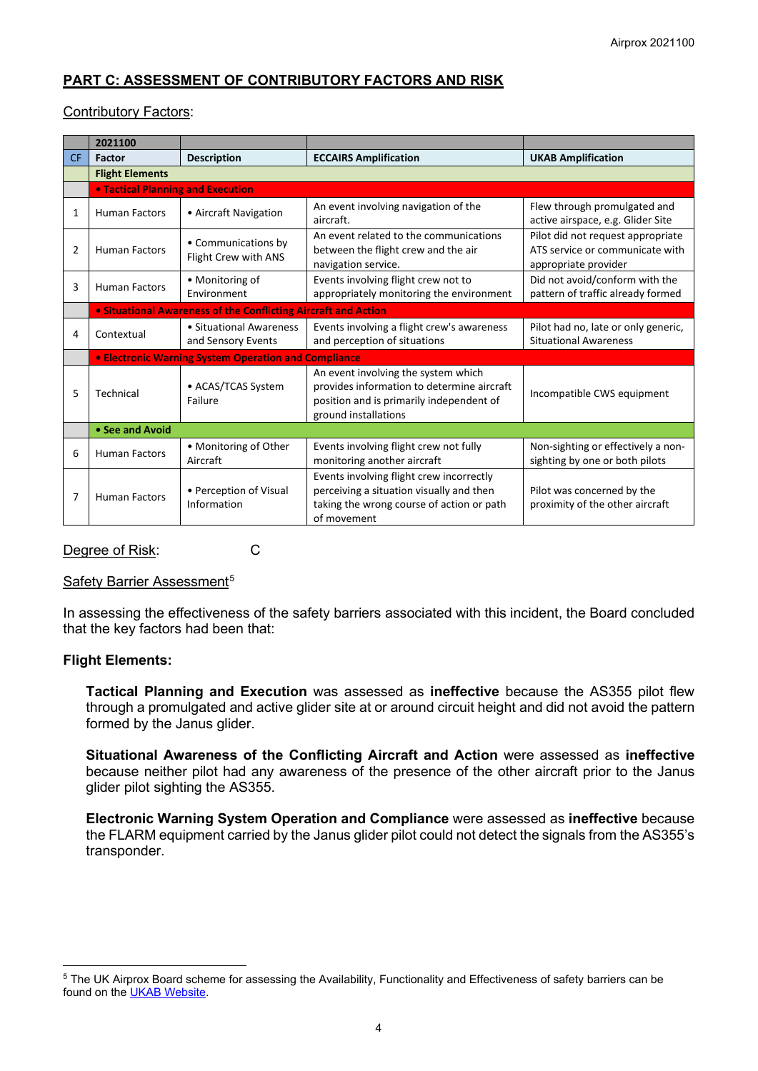## PART C: ASSESSMENT OF CONTRIBUTORY FACTORS AND RISK

Contributory Factors:

| | 2021100 | | | |
|---|---|---|---|---|
| CF | Factor | Description | ECCAIRS Amplification | UKAB Amplification |
| | **Flight Elements** | | | |
| | **• Tactical Planning and Execution** | | | |
| 1 | Human Factors | • Aircraft Navigation | An event involving navigation of the aircraft. | Flew through promulgated and active airspace, e.g. Glider Site |
| 2 | Human Factors | • Communications by Flight Crew with ANS | An event related to the communications between the flight crew and the air navigation service. | Pilot did not request appropriate ATS service or communicate with appropriate provider |
| 3 | Human Factors | • Monitoring of Environment | Events involving flight crew not to appropriately monitoring the environment | Did not avoid/conform with the pattern of traffic already formed |
| | **• Situational Awareness of the Conflicting Aircraft and Action** | | | |
| 4 | Contextual | • Situational Awareness and Sensory Events | Events involving a flight crew's awareness and perception of situations | Pilot had no, late or only generic, Situational Awareness |
| | **• Electronic Warning System Operation and Compliance** | | | |
| 5 | Technical | • ACAS/TCAS System Failure | An event involving the system which provides information to determine aircraft position and is primarily independent of ground installations | Incompatible CWS equipment |
| | **• See and Avoid** | | | |
| 6 | Human Factors | • Monitoring of Other Aircraft | Events involving flight crew not fully monitoring another aircraft | Non-sighting or effectively a non-sighting by one or both pilots |
| 7 | Human Factors | • Perception of Visual Information | Events involving flight crew incorrectly perceiving a situation visually and then taking the wrong course of action or path of movement | Pilot was concerned by the proximity of the other aircraft |

Degree of Risk: C

Safety Barrier Assessment[5]

In assessing the effectiveness of the safety barriers associated with this incident, the Board concluded that the key factors had been that:

**Flight Elements:**

**Tactical Planning and Execution** was assessed as **ineffective** because the AS355 pilot flew through a promulgated and active glider site at or around circuit height and did not avoid the pattern formed by the Janus glider.

**Situational Awareness of the Conflicting Aircraft and Action** were assessed as **ineffective** because neither pilot had any awareness of the presence of the other aircraft prior to the Janus glider pilot sighting the AS355.

**Electronic Warning System Operation and Compliance** were assessed as **ineffective** because the FLARM equipment carried by the Janus glider pilot could not detect the signals from the AS355's transponder.

[5] The UK Airprox Board scheme for assessing the Availability, Functionality and Effectiveness of safety barriers can be found on the UKAB Website.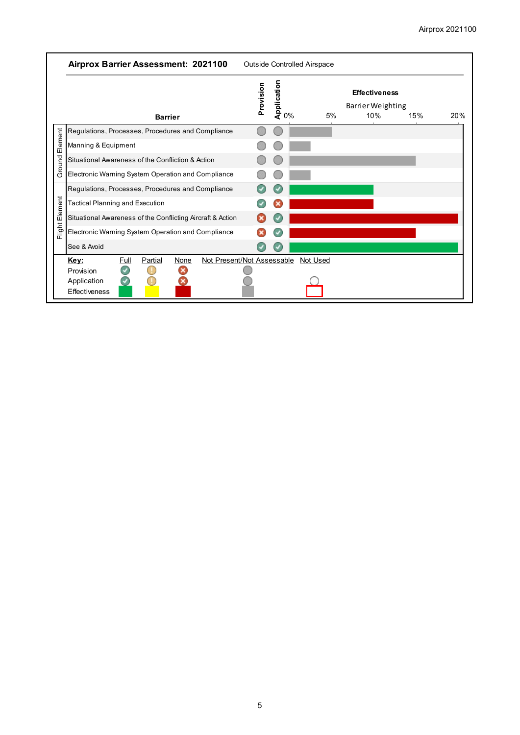**Airprox Barrier Assessment: 2021100** Outside Controlled Airspace

| | Barrier | Provision | Application |
|---|---|---|---|
| Ground Element | Regulations, Processes, Procedures and Compliance | Not Present/Not Assessable | Not Present/Not Assessable |
| Ground Element | Manning & Equipment | Not Present/Not Assessable | Not Present/Not Assessable |
| Ground Element | Situational Awareness of the Confliction & Action | Not Present/Not Assessable | Not Present/Not Assessable |
| Ground Element | Electronic Warning System Operation and Compliance | Not Present/Not Assessable | Not Present/Not Assessable |
| Flight Element | Regulations, Processes, Procedures and Compliance | Full | Full |
| Flight Element | Tactical Planning and Execution | Full | None |
| Flight Element | Situational Awareness of the Conflicting Aircraft & Action | None | Full |
| Flight Element | Electronic Warning System Operation and Compliance | None | Full |
| Flight Element | See & Avoid | Full | Full |

Effectiveness

Barrier Weighting

0%

5%

10%

15%

20%

**Key:** Full Partial None Not Present/Not Assessable Not Used

Provision

Application

Effectiveness